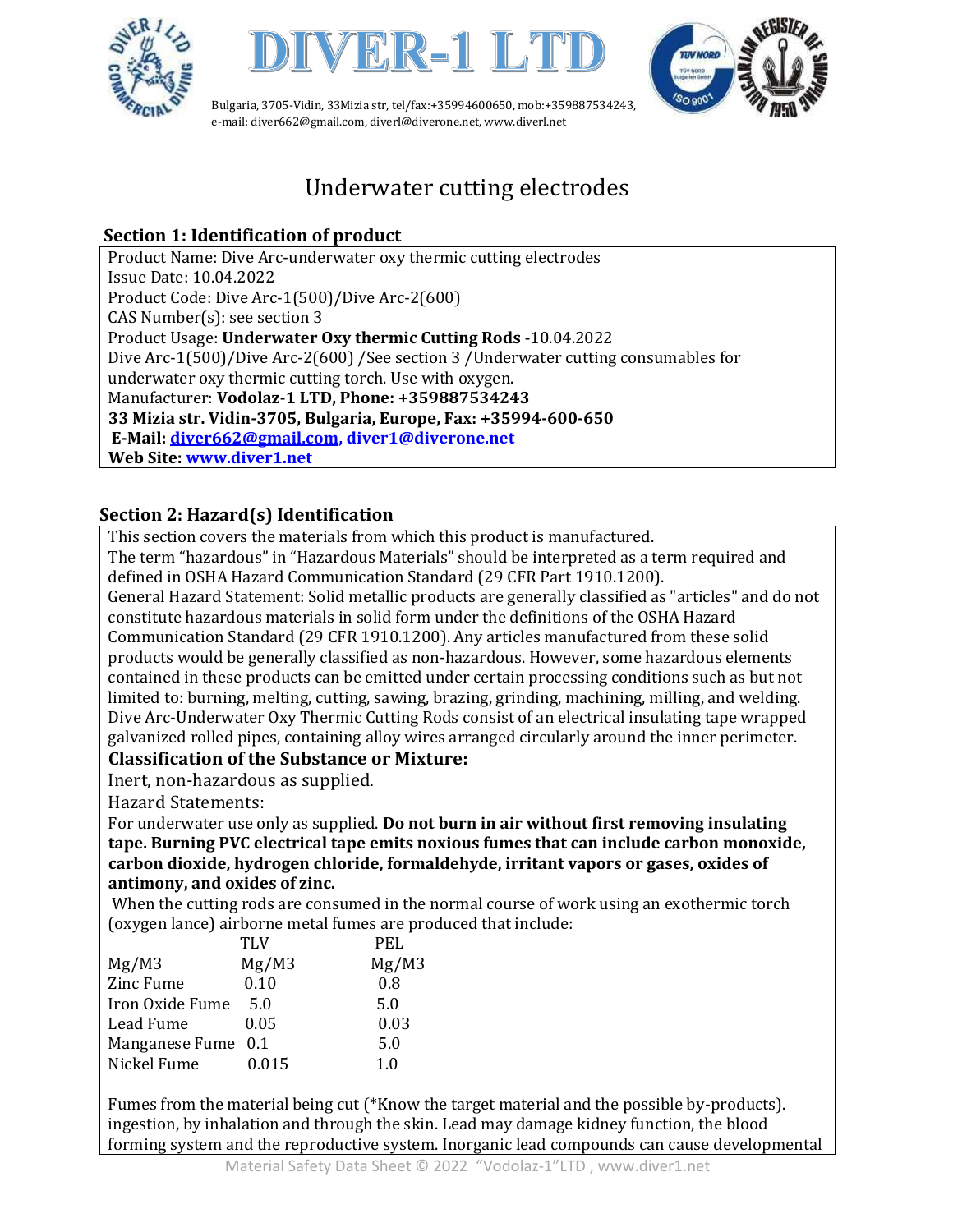# DIVER-1 LTD

Bulgaria, 3705-Vidin, 33Mizia str, tel/fax:+35994600650, mob:+359887534243, e-mail: diver662@gmail.com, diverl@diverone.net, www.diverl.net

## Underwater cutting electrodes

### Section 1: Identification of product

Product Name: Dive Arc-underwater oxy thermic cutting electrodes
Issue Date: 10.04.2022
Product Code: Dive Arc-1(500)/Dive Arc-2(600)
CAS Number(s): see section 3
Product Usage: **Underwater Oxy thermic Cutting Rods -**10.04.2022
Dive Arc-1(500)/Dive Arc-2(600) /See section 3 /Underwater cutting consumables for underwater oxy thermic cutting torch. Use with oxygen.
Manufacturer: **Vodolaz-1 LTD, Phone: +359887534243**
**33 Mizia str. Vidin-3705, Bulgaria, Europe, Fax: +35994-600-650**
**E-Mail: diver662@gmail.com, diver1@diverone.net**
**Web Site: www.diver1.net**

### Section 2: Hazard(s) Identification

This section covers the materials from which this product is manufactured.
The term "hazardous" in "Hazardous Materials" should be interpreted as a term required and defined in OSHA Hazard Communication Standard (29 CFR Part 1910.1200).
General Hazard Statement: Solid metallic products are generally classified as "articles" and do not constitute hazardous materials in solid form under the definitions of the OSHA Hazard Communication Standard (29 CFR 1910.1200). Any articles manufactured from these solid products would be generally classified as non-hazardous. However, some hazardous elements contained in these products can be emitted under certain processing conditions such as but not limited to: burning, melting, cutting, sawing, brazing, grinding, machining, milling, and welding.
Dive Arc-Underwater Oxy Thermic Cutting Rods consist of an electrical insulating tape wrapped galvanized rolled pipes, containing alloy wires arranged circularly around the inner perimeter.

**Classification of the Substance or Mixture:**

Inert, non-hazardous as supplied.

Hazard Statements:

For underwater use only as supplied. **Do not burn in air without first removing insulating tape. Burning PVC electrical tape emits noxious fumes that can include carbon monoxide, carbon dioxide, hydrogen chloride, formaldehyde, irritant vapors or gases, oxides of antimony, and oxides of zinc.**

When the cutting rods are consumed in the normal course of work using an exothermic torch (oxygen lance) airborne metal fumes are produced that include:

| | TLV | PEL |
|---|---|---|
| Mg/M3 | Mg/M3 | Mg/M3 |
| Zinc Fume | 0.10 | 0.8 |
| Iron Oxide Fume | 5.0 | 5.0 |
| Lead Fume | 0.05 | 0.03 |
| Manganese Fume | 0.1 | 5.0 |
| Nickel Fume | 0.015 | 1.0 |

Fumes from the material being cut (*Know the target material and the possible by-products). ingestion, by inhalation and through the skin. Lead may damage kidney function, the blood forming system and the reproductive system. Inorganic lead compounds can cause developmental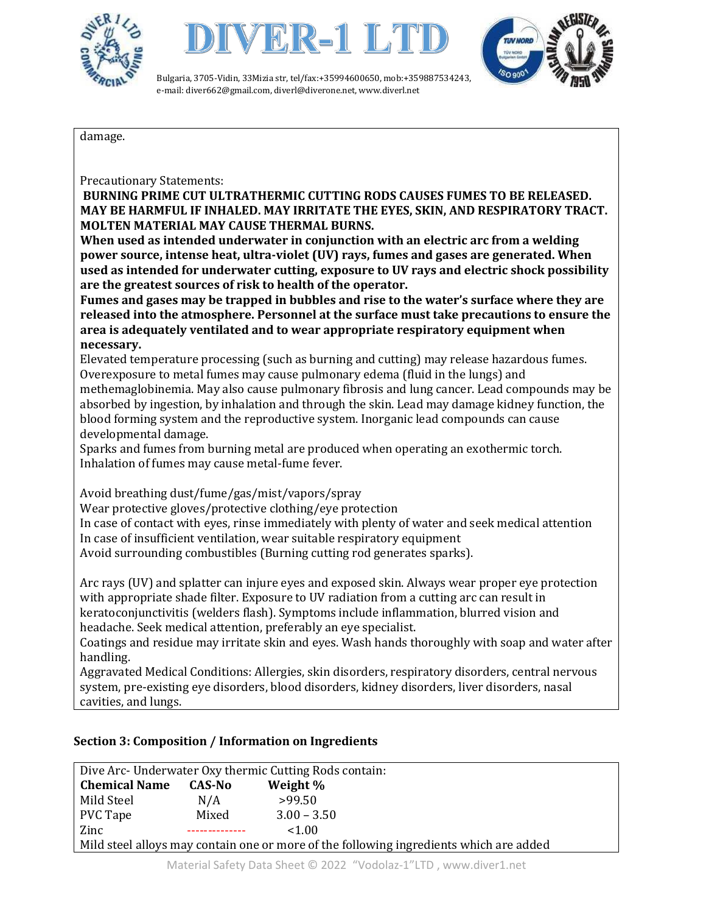damage.

Precautionary Statements:

**BURNING PRIME CUT ULTRATHERMIC CUTTING RODS CAUSES FUMES TO BE RELEASED. MAY BE HARMFUL IF INHALED. MAY IRRITATE THE EYES, SKIN, AND RESPIRATORY TRACT. MOLTEN MATERIAL MAY CAUSE THERMAL BURNS.**

**When used as intended underwater in conjunction with an electric arc from a welding power source, intense heat, ultra-violet (UV) rays, fumes and gases are generated. When used as intended for underwater cutting, exposure to UV rays and electric shock possibility are the greatest sources of risk to health of the operator.**

**Fumes and gases may be trapped in bubbles and rise to the water's surface where they are released into the atmosphere. Personnel at the surface must take precautions to ensure the area is adequately ventilated and to wear appropriate respiratory equipment when necessary.**

Elevated temperature processing (such as burning and cutting) may release hazardous fumes. Overexposure to metal fumes may cause pulmonary edema (fluid in the lungs) and methemaglobinemia. May also cause pulmonary fibrosis and lung cancer. Lead compounds may be absorbed by ingestion, by inhalation and through the skin. Lead may damage kidney function, the blood forming system and the reproductive system. Inorganic lead compounds can cause developmental damage.

Sparks and fumes from burning metal are produced when operating an exothermic torch. Inhalation of fumes may cause metal-fume fever.

Avoid breathing dust/fume/gas/mist/vapors/spray
Wear protective gloves/protective clothing/eye protection
In case of contact with eyes, rinse immediately with plenty of water and seek medical attention
In case of insufficient ventilation, wear suitable respiratory equipment
Avoid surrounding combustibles (Burning cutting rod generates sparks).

Arc rays (UV) and splatter can injure eyes and exposed skin. Always wear proper eye protection with appropriate shade filter. Exposure to UV radiation from a cutting arc can result in keratoconjunctivitis (welders flash). Symptoms include inflammation, blurred vision and headache. Seek medical attention, preferably an eye specialist.

Coatings and residue may irritate skin and eyes. Wash hands thoroughly with soap and water after handling.

Aggravated Medical Conditions: Allergies, skin disorders, respiratory disorders, central nervous system, pre-existing eye disorders, blood disorders, kidney disorders, liver disorders, nasal cavities, and lungs.

### Section 3: Composition / Information on Ingredients

Dive Arc- Underwater Oxy thermic Cutting Rods contain:

| Chemical Name | CAS-No | Weight % |
|---|---|---|
| Mild Steel | N/A | >99.50 |
| PVC Tape | Mixed | 3.00 – 3.50 |
| Zinc | -------------- | <1.00 |

Mild steel alloys may contain one or more of the following ingredients which are added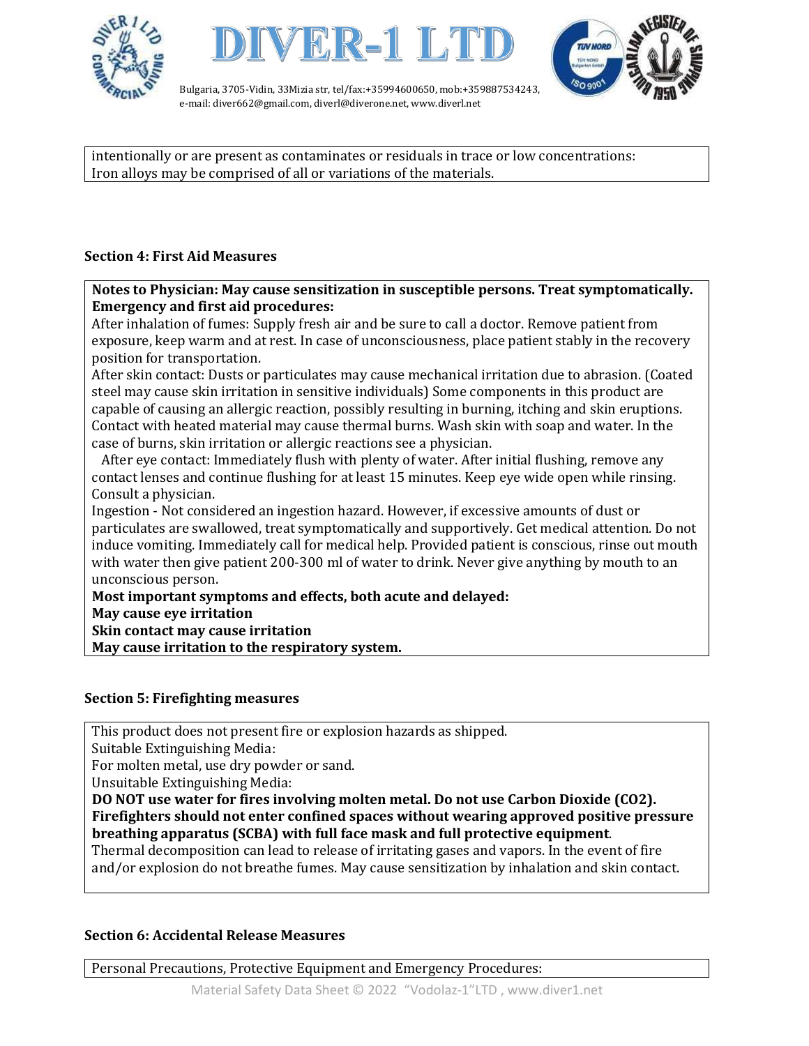intentionally or are present as contaminates or residuals in trace or low concentrations:
Iron alloys may be comprised of all or variations of the materials.

**Section 4: First Aid Measures**

**Notes to Physician: May cause sensitization in susceptible persons. Treat symptomatically.**
**Emergency and first aid procedures:**
After inhalation of fumes: Supply fresh air and be sure to call a doctor. Remove patient from exposure, keep warm and at rest. In case of unconsciousness, place patient stably in the recovery position for transportation.
After skin contact: Dusts or particulates may cause mechanical irritation due to abrasion. (Coated steel may cause skin irritation in sensitive individuals) Some components in this product are capable of causing an allergic reaction, possibly resulting in burning, itching and skin eruptions. Contact with heated material may cause thermal burns. Wash skin with soap and water. In the case of burns, skin irritation or allergic reactions see a physician.
After eye contact: Immediately flush with plenty of water. After initial flushing, remove any contact lenses and continue flushing for at least 15 minutes. Keep eye wide open while rinsing. Consult a physician.
Ingestion - Not considered an ingestion hazard. However, if excessive amounts of dust or particulates are swallowed, treat symptomatically and supportively. Get medical attention. Do not induce vomiting. Immediately call for medical help. Provided patient is conscious, rinse out mouth with water then give patient 200-300 ml of water to drink. Never give anything by mouth to an unconscious person.
**Most important symptoms and effects, both acute and delayed:**
**May cause eye irritation**
**Skin contact may cause irritation**
**May cause irritation to the respiratory system.**

**Section 5: Firefighting measures**

This product does not present fire or explosion hazards as shipped.
Suitable Extinguishing Media:
For molten metal, use dry powder or sand.
Unsuitable Extinguishing Media:
**DO NOT use water for fires involving molten metal. Do not use Carbon Dioxide ($CO_2$).**
**Firefighters should not enter confined spaces without wearing approved positive pressure breathing apparatus (SCBA) with full face mask and full protective equipment**.
Thermal decomposition can lead to release of irritating gases and vapors. In the event of fire and/or explosion do not breathe fumes. May cause sensitization by inhalation and skin contact.

**Section 6: Accidental Release Measures**

Personal Precautions, Protective Equipment and Emergency Procedures: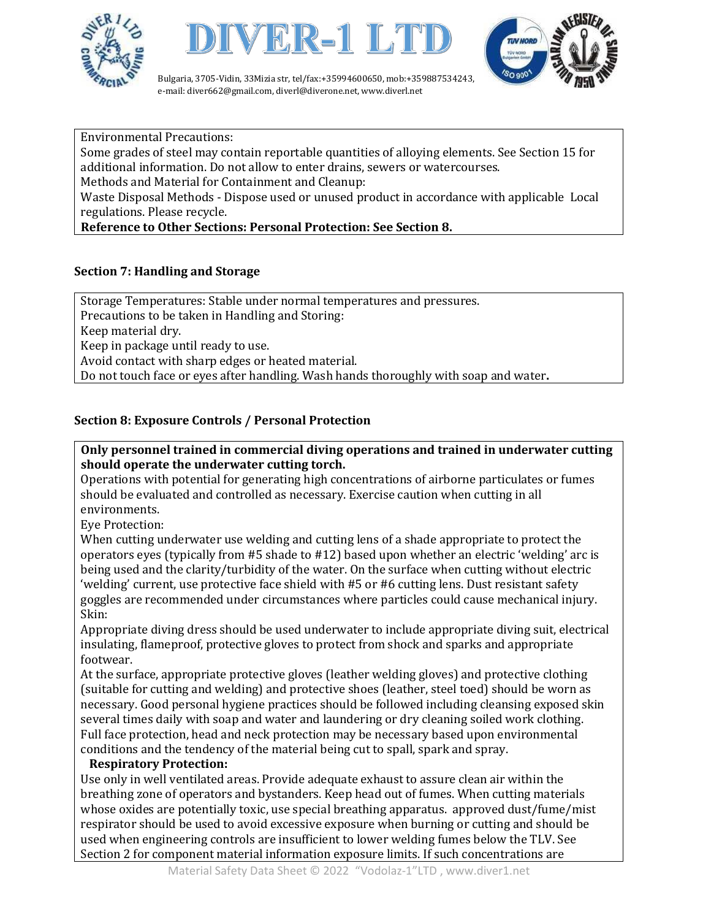Environmental Precautions:
Some grades of steel may contain reportable quantities of alloying elements. See Section 15 for additional information. Do not allow to enter drains, sewers or watercourses.
Methods and Material for Containment and Cleanup:
Waste Disposal Methods - Dispose used or unused product in accordance with applicable Local regulations. Please recycle.
**Reference to Other Sections: Personal Protection: See Section 8.**

## Section 7: Handling and Storage

Storage Temperatures: Stable under normal temperatures and pressures.
Precautions to be taken in Handling and Storing:
Keep material dry.
Keep in package until ready to use.
Avoid contact with sharp edges or heated material.
Do not touch face or eyes after handling. Wash hands thoroughly with soap and water.

## Section 8: Exposure Controls / Personal Protection

**Only personnel trained in commercial diving operations and trained in underwater cutting should operate the underwater cutting torch.**
Operations with potential for generating high concentrations of airborne particulates or fumes should be evaluated and controlled as necessary. Exercise caution when cutting in all environments.
Eye Protection:
When cutting underwater use welding and cutting lens of a shade appropriate to protect the operators eyes (typically from #5 shade to #12) based upon whether an electric 'welding' arc is being used and the clarity/turbidity of the water. On the surface when cutting without electric 'welding' current, use protective face shield with #5 or #6 cutting lens. Dust resistant safety goggles are recommended under circumstances where particles could cause mechanical injury.
Skin:
Appropriate diving dress should be used underwater to include appropriate diving suit, electrical insulating, flameproof, protective gloves to protect from shock and sparks and appropriate footwear.
At the surface, appropriate protective gloves (leather welding gloves) and protective clothing (suitable for cutting and welding) and protective shoes (leather, steel toed) should be worn as necessary. Good personal hygiene practices should be followed including cleansing exposed skin several times daily with soap and water and laundering or dry cleaning soiled work clothing. Full face protection, head and neck protection may be necessary based upon environmental conditions and the tendency of the material being cut to spall, spark and spray.
**Respiratory Protection:**
Use only in well ventilated areas. Provide adequate exhaust to assure clean air within the breathing zone of operators and bystanders. Keep head out of fumes. When cutting materials whose oxides are potentially toxic, use special breathing apparatus. approved dust/fume/mist respirator should be used to avoid excessive exposure when burning or cutting and should be used when engineering controls are insufficient to lower welding fumes below the TLV. See Section 2 for component material information exposure limits. If such concentrations are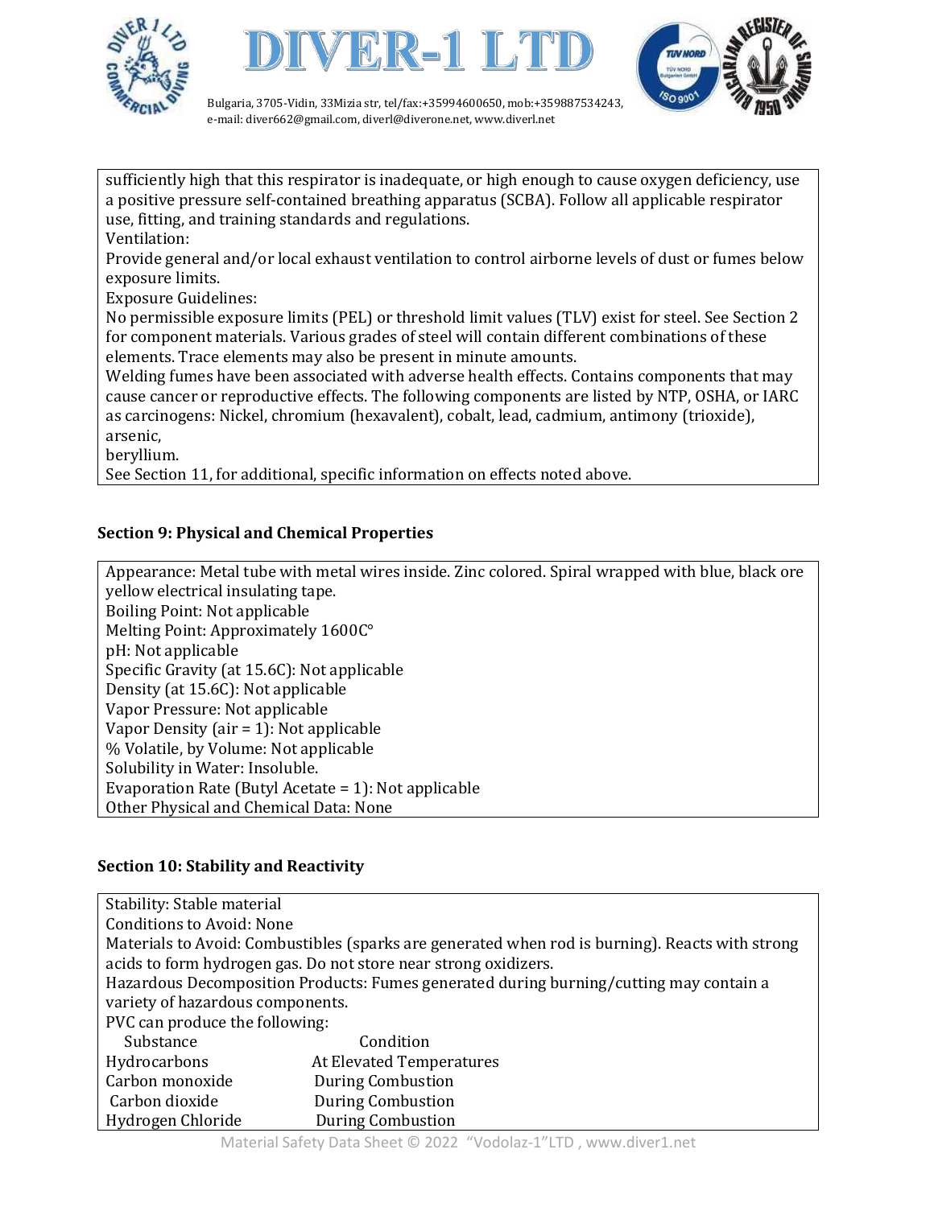sufficiently high that this respirator is inadequate, or high enough to cause oxygen deficiency, use a positive pressure self-contained breathing apparatus (SCBA). Follow all applicable respirator use, fitting, and training standards and regulations.
Ventilation:
Provide general and/or local exhaust ventilation to control airborne levels of dust or fumes below exposure limits.
Exposure Guidelines:
No permissible exposure limits (PEL) or threshold limit values (TLV) exist for steel. See Section 2 for component materials. Various grades of steel will contain different combinations of these elements. Trace elements may also be present in minute amounts.
Welding fumes have been associated with adverse health effects. Contains components that may cause cancer or reproductive effects. The following components are listed by NTP, OSHA, or IARC as carcinogens: Nickel, chromium (hexavalent), cobalt, lead, cadmium, antimony (trioxide), arsenic,
beryllium.
See Section 11, for additional, specific information on effects noted above.

## Section 9: Physical and Chemical Properties

Appearance: Metal tube with metal wires inside. Zinc colored. Spiral wrapped with blue, black ore yellow electrical insulating tape.
Boiling Point: Not applicable
Melting Point: Approximately 1600C°
pH: Not applicable
Specific Gravity (at 15.6C): Not applicable
Density (at 15.6C): Not applicable
Vapor Pressure: Not applicable
Vapor Density (air = 1): Not applicable
% Volatile, by Volume: Not applicable
Solubility in Water: Insoluble.
Evaporation Rate (Butyl Acetate = 1): Not applicable
Other Physical and Chemical Data: None

## Section 10: Stability and Reactivity

Stability: Stable material
Conditions to Avoid: None
Materials to Avoid: Combustibles (sparks are generated when rod is burning). Reacts with strong acids to form hydrogen gas. Do not store near strong oxidizers.
Hazardous Decomposition Products: Fumes generated during burning/cutting may contain a variety of hazardous components.
PVC can produce the following:

| Substance | Condition |
|---|---|
| Hydrocarbons | At Elevated Temperatures |
| Carbon monoxide | During Combustion |
| Carbon dioxide | During Combustion |
| Hydrogen Chloride | During Combustion |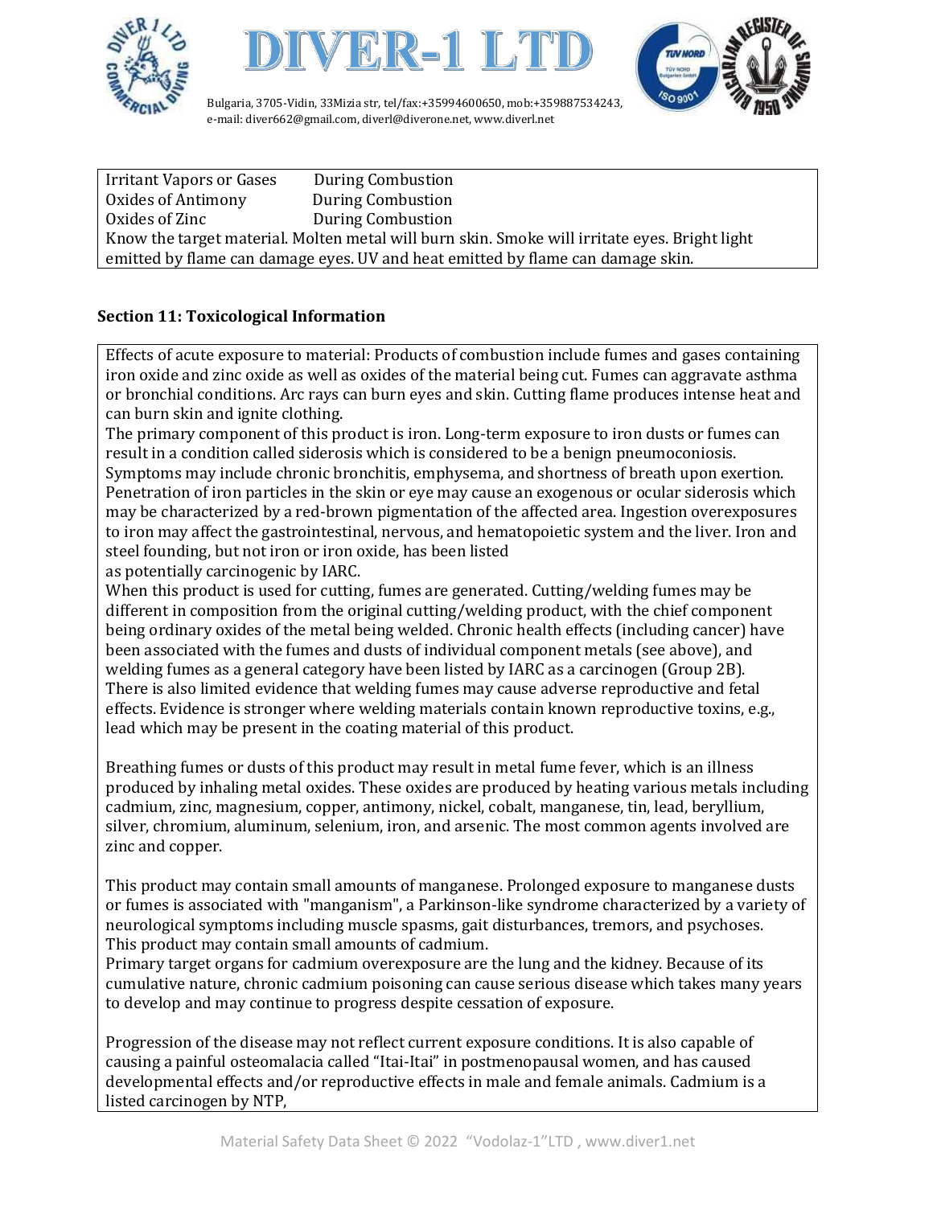| | |
|---|---|
| Irritant Vapors or Gases | During Combustion |
| Oxides of Antimony | During Combustion |
| Oxides of Zinc | During Combustion |

Know the target material. Molten metal will burn skin. Smoke will irritate eyes. Bright light emitted by flame can damage eyes. UV and heat emitted by flame can damage skin.

**Section 11: Toxicological Information**

Effects of acute exposure to material: Products of combustion include fumes and gases containing iron oxide and zinc oxide as well as oxides of the material being cut. Fumes can aggravate asthma or bronchial conditions. Arc rays can burn eyes and skin. Cutting flame produces intense heat and can burn skin and ignite clothing.
The primary component of this product is iron. Long-term exposure to iron dusts or fumes can result in a condition called siderosis which is considered to be a benign pneumoconiosis. Symptoms may include chronic bronchitis, emphysema, and shortness of breath upon exertion. Penetration of iron particles in the skin or eye may cause an exogenous or ocular siderosis which may be characterized by a red-brown pigmentation of the affected area. Ingestion overexposures to iron may affect the gastrointestinal, nervous, and hematopoietic system and the liver. Iron and steel founding, but not iron or iron oxide, has been listed
as potentially carcinogenic by IARC.
When this product is used for cutting, fumes are generated. Cutting/welding fumes may be different in composition from the original cutting/welding product, with the chief component being ordinary oxides of the metal being welded. Chronic health effects (including cancer) have been associated with the fumes and dusts of individual component metals (see above), and welding fumes as a general category have been listed by IARC as a carcinogen (Group 2B). There is also limited evidence that welding fumes may cause adverse reproductive and fetal effects. Evidence is stronger where welding materials contain known reproductive toxins, e.g., lead which may be present in the coating material of this product.

Breathing fumes or dusts of this product may result in metal fume fever, which is an illness produced by inhaling metal oxides. These oxides are produced by heating various metals including cadmium, zinc, magnesium, copper, antimony, nickel, cobalt, manganese, tin, lead, beryllium, silver, chromium, aluminum, selenium, iron, and arsenic. The most common agents involved are zinc and copper.

This product may contain small amounts of manganese. Prolonged exposure to manganese dusts or fumes is associated with "manganism", a Parkinson-like syndrome characterized by a variety of neurological symptoms including muscle spasms, gait disturbances, tremors, and psychoses.
This product may contain small amounts of cadmium.
Primary target organs for cadmium overexposure are the lung and the kidney. Because of its cumulative nature, chronic cadmium poisoning can cause serious disease which takes many years to develop and may continue to progress despite cessation of exposure.

Progression of the disease may not reflect current exposure conditions. It is also capable of causing a painful osteomalacia called "Itai-Itai" in postmenopausal women, and has caused developmental effects and/or reproductive effects in male and female animals. Cadmium is a listed carcinogen by NTP,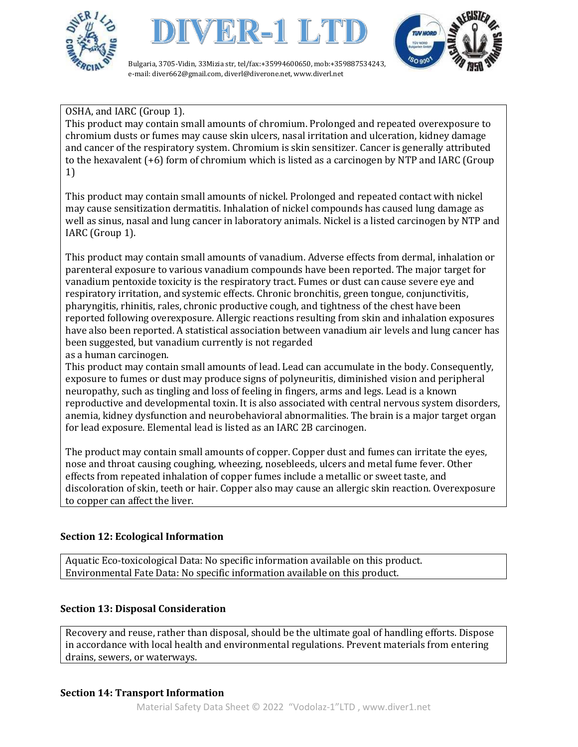OSHA, and IARC (Group 1).

This product may contain small amounts of chromium. Prolonged and repeated overexposure to chromium dusts or fumes may cause skin ulcers, nasal irritation and ulceration, kidney damage and cancer of the respiratory system. Chromium is skin sensitizer. Cancer is generally attributed to the hexavalent (+6) form of chromium which is listed as a carcinogen by NTP and IARC (Group 1)

This product may contain small amounts of nickel. Prolonged and repeated contact with nickel may cause sensitization dermatitis. Inhalation of nickel compounds has caused lung damage as well as sinus, nasal and lung cancer in laboratory animals. Nickel is a listed carcinogen by NTP and IARC (Group 1).

This product may contain small amounts of vanadium. Adverse effects from dermal, inhalation or parenteral exposure to various vanadium compounds have been reported. The major target for vanadium pentoxide toxicity is the respiratory tract. Fumes or dust can cause severe eye and respiratory irritation, and systemic effects. Chronic bronchitis, green tongue, conjunctivitis, pharyngitis, rhinitis, rales, chronic productive cough, and tightness of the chest have been reported following overexposure. Allergic reactions resulting from skin and inhalation exposures have also been reported. A statistical association between vanadium air levels and lung cancer has been suggested, but vanadium currently is not regarded as a human carcinogen.

This product may contain small amounts of lead. Lead can accumulate in the body. Consequently, exposure to fumes or dust may produce signs of polyneuritis, diminished vision and peripheral neuropathy, such as tingling and loss of feeling in fingers, arms and legs. Lead is a known reproductive and developmental toxin. It is also associated with central nervous system disorders, anemia, kidney dysfunction and neurobehavioral abnormalities. The brain is a major target organ for lead exposure. Elemental lead is listed as an IARC 2B carcinogen.

The product may contain small amounts of copper. Copper dust and fumes can irritate the eyes, nose and throat causing coughing, wheezing, nosebleeds, ulcers and metal fume fever. Other effects from repeated inhalation of copper fumes include a metallic or sweet taste, and discoloration of skin, teeth or hair. Copper also may cause an allergic skin reaction. Overexposure to copper can affect the liver.

### Section 12: Ecological Information

Aquatic Eco-toxicological Data: No specific information available on this product.
Environmental Fate Data: No specific information available on this product.

### Section 13: Disposal Consideration

Recovery and reuse, rather than disposal, should be the ultimate goal of handling efforts. Dispose in accordance with local health and environmental regulations. Prevent materials from entering drains, sewers, or waterways.

### Section 14: Transport Information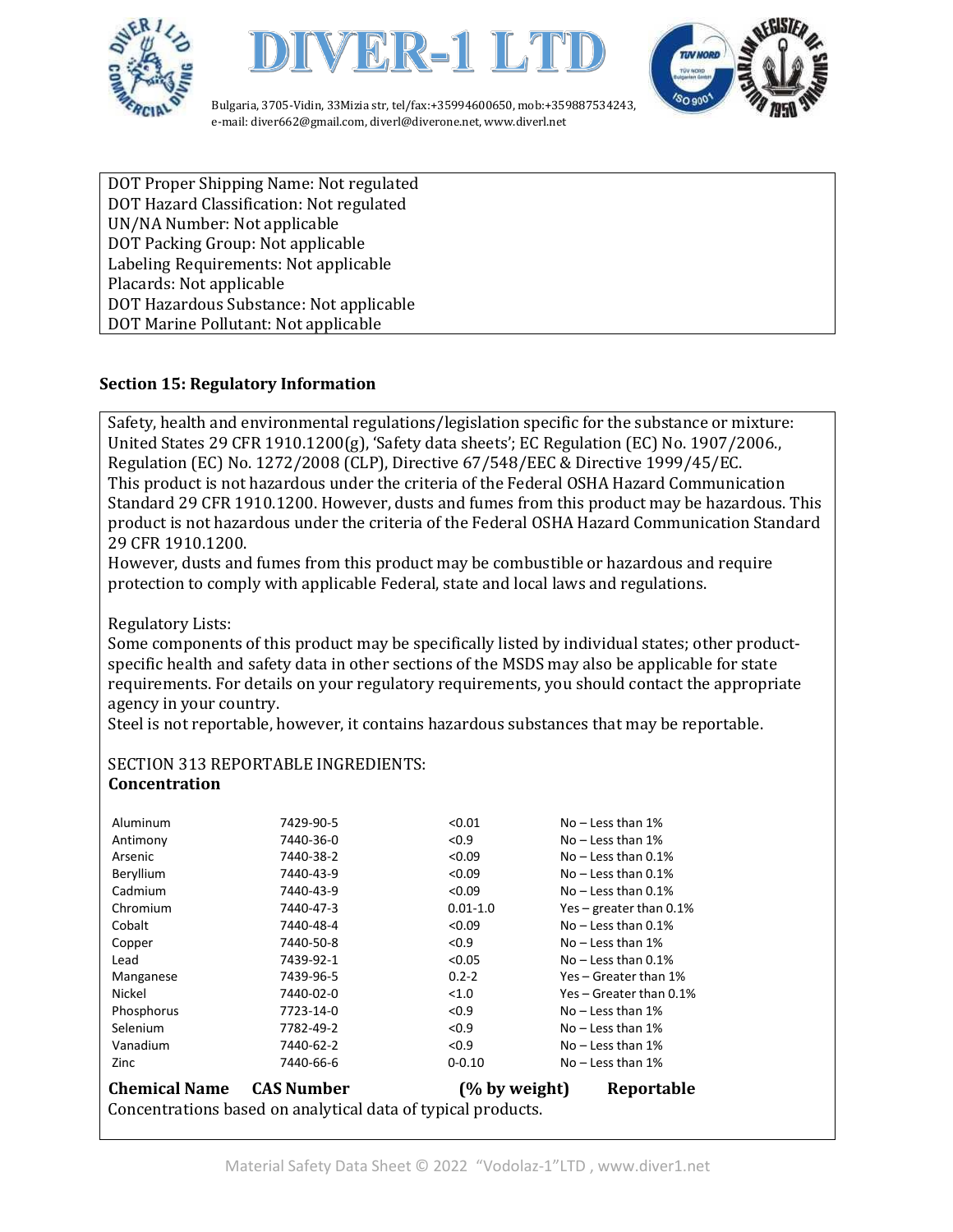DOT Proper Shipping Name: Not regulated
DOT Hazard Classification: Not regulated
UN/NA Number: Not applicable
DOT Packing Group: Not applicable
Labeling Requirements: Not applicable
Placards: Not applicable
DOT Hazardous Substance: Not applicable
DOT Marine Pollutant: Not applicable

**Section 15: Regulatory Information**

Safety, health and environmental regulations/legislation specific for the substance or mixture: United States 29 CFR 1910.1200(g), 'Safety data sheets'; EC Regulation (EC) No. 1907/2006., Regulation (EC) No. 1272/2008 (CLP), Directive 67/548/EEC & Directive 1999/45/EC.
This product is not hazardous under the criteria of the Federal OSHA Hazard Communication Standard 29 CFR 1910.1200. However, dusts and fumes from this product may be hazardous. This product is not hazardous under the criteria of the Federal OSHA Hazard Communication Standard 29 CFR 1910.1200.
However, dusts and fumes from this product may be combustible or hazardous and require protection to comply with applicable Federal, state and local laws and regulations.

Regulatory Lists:
Some components of this product may be specifically listed by individual states; other product-specific health and safety data in other sections of the MSDS may also be applicable for state requirements. For details on your regulatory requirements, you should contact the appropriate agency in your country.
Steel is not reportable, however, it contains hazardous substances that may be reportable.

SECTION 313 REPORTABLE INGREDIENTS:
**Concentration**

| Chemical Name | CAS Number | (% by weight) | Reportable |
|---|---|---|---|
| Aluminum | 7429-90-5 | <0.01 | No – Less than 1% |
| Antimony | 7440-36-0 | <0.9 | No – Less than 1% |
| Arsenic | 7440-38-2 | <0.09 | No – Less than 0.1% |
| Beryllium | 7440-43-9 | <0.09 | No – Less than 0.1% |
| Cadmium | 7440-43-9 | <0.09 | No – Less than 0.1% |
| Chromium | 7440-47-3 | 0.01-1.0 | Yes – greater than 0.1% |
| Cobalt | 7440-48-4 | <0.09 | No – Less than 0.1% |
| Copper | 7440-50-8 | <0.9 | No – Less than 1% |
| Lead | 7439-92-1 | <0.05 | No – Less than 0.1% |
| Manganese | 7439-96-5 | 0.2-2 | Yes – Greater than 1% |
| Nickel | 7440-02-0 | <1.0 | Yes – Greater than 0.1% |
| Phosphorus | 7723-14-0 | <0.9 | No – Less than 1% |
| Selenium | 7782-49-2 | <0.9 | No – Less than 1% |
| Vanadium | 7440-62-2 | <0.9 | No – Less than 1% |
| Zinc | 7440-66-6 | 0-0.10 | No – Less than 1% |

Concentrations based on analytical data of typical products.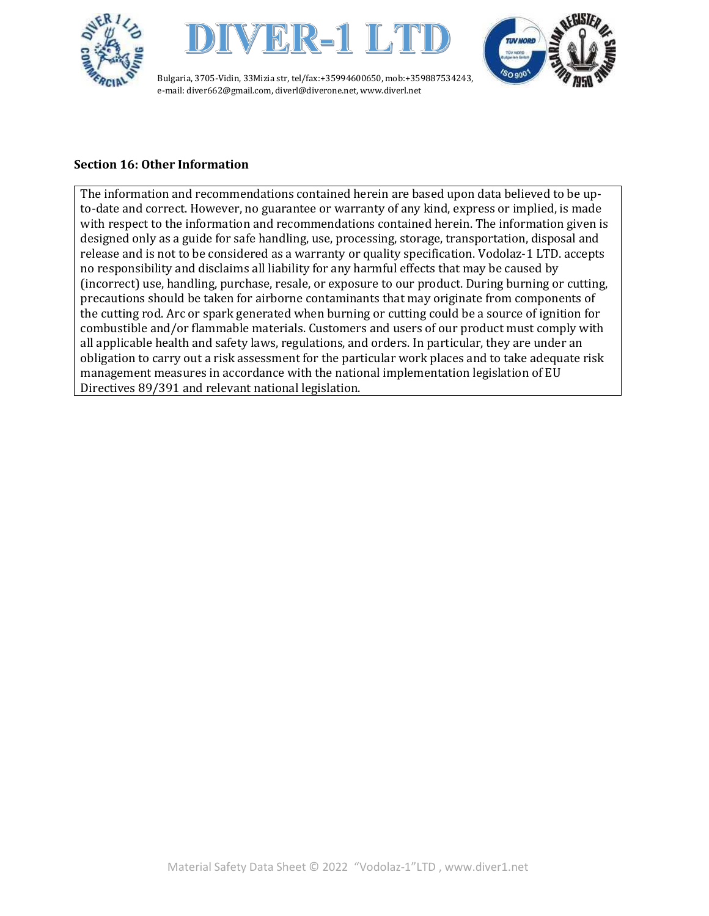## Section 16: Other Information

The information and recommendations contained herein are based upon data believed to be up-to-date and correct. However, no guarantee or warranty of any kind, express or implied, is made with respect to the information and recommendations contained herein. The information given is designed only as a guide for safe handling, use, processing, storage, transportation, disposal and release and is not to be considered as a warranty or quality specification. Vodolaz-1 LTD. accepts no responsibility and disclaims all liability for any harmful effects that may be caused by (incorrect) use, handling, purchase, resale, or exposure to our product. During burning or cutting, precautions should be taken for airborne contaminants that may originate from components of the cutting rod. Arc or spark generated when burning or cutting could be a source of ignition for combustible and/or flammable materials. Customers and users of our product must comply with all applicable health and safety laws, regulations, and orders. In particular, they are under an obligation to carry out a risk assessment for the particular work places and to take adequate risk management measures in accordance with the national implementation legislation of EU Directives 89/391 and relevant national legislation.